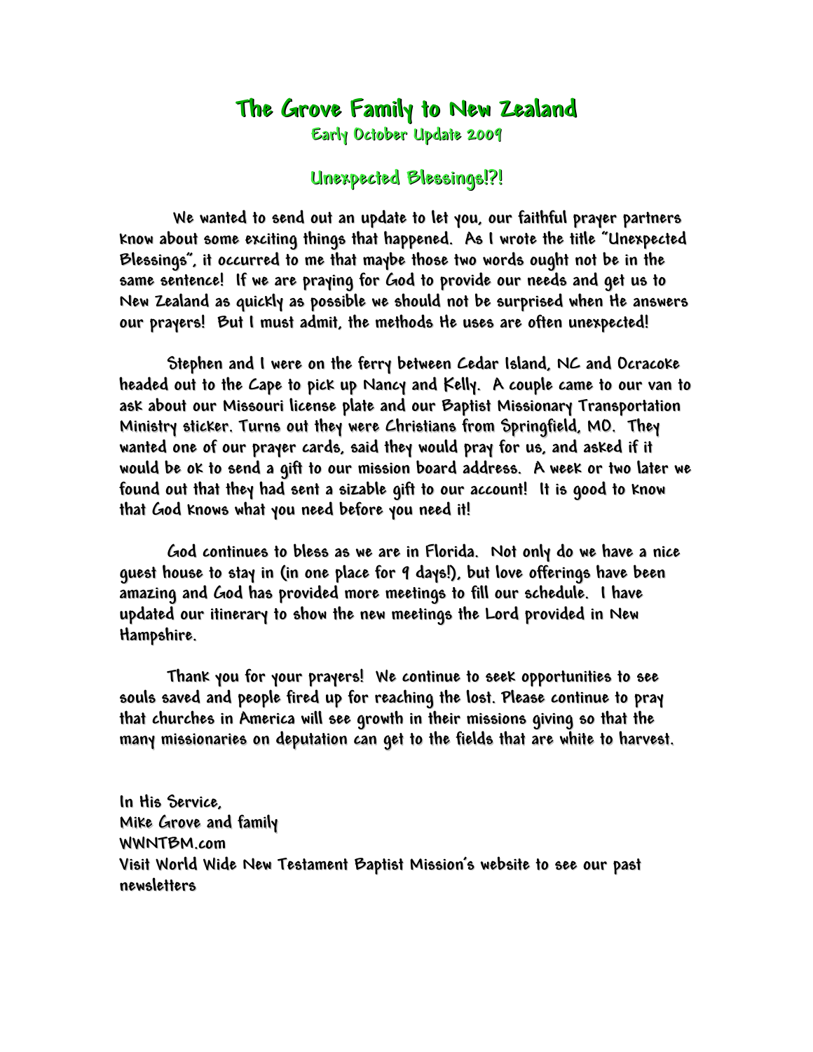# The Grove Family to New Zealand

## Early October Update 2009

## Unexpected Blessings!?!

We wanted to send out an update to let you, our faithful prayer partners know about some exciting things that happened. As I wrote the title "Unexpected Blessings", it occurred to me that maybe those two words ought not be in the same sentence! If we are praying for God to provide our needs and get us to New Zealand as quickly as possible we should not be surprised when He answers our prayers! But I must admit, the methods He uses are often unexpected!

Stephen and I were on the ferry between Cedar Island, NC and Ocracoke headed out to the Cape to pick up Nancy and Kelly. A couple came to our van to ask about our Missouri license plate and our Baptist Missionary Transportation Ministry sticker. Turns out they were Christians from Springfield, MO. They wanted one of our prayer cards, said they would pray for us, and asked if it would be ok to send a gift to our mission board address. A week or two later we found out that they had sent a sizable gift to our account! It is good to know that God knows what you need before you need it!

God continues to bless as we are in Florida. Not only do we have a nice guest house to stay in (in one place for 9 days!), but love offerings have been amazing and God has provided more meetings to fill our schedule. I have updated our itinerary to show the new meetings the Lord provided in New Hampshire.

Thank you for your prayers! We continue to seek opportunities to see souls saved and people fired up for reaching the lost. Please continue to pray that churches in America will see growth in their missions giving so that the many missionaries on deputation can get to the fields that are white to harvest.

In His Service,
Mike Grove and family
WWNTBM.com
Visit World Wide New Testament Baptist Mission's website to see our past newsletters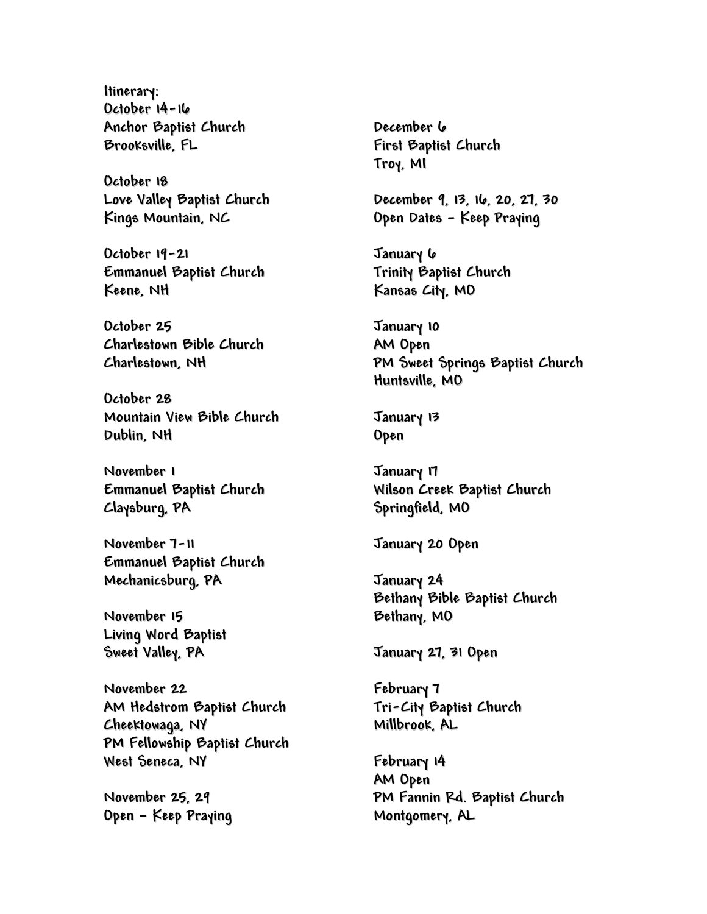Itinerary:

October 14-16
Anchor Baptist Church
Brooksville, FL

October 18
Love Valley Baptist Church
Kings Mountain, NC

October 19-21
Emmanuel Baptist Church
Keene, NH

October 25
Charlestown Bible Church
Charlestown, NH

October 28
Mountain View Bible Church
Dublin, NH

November 1
Emmanuel Baptist Church
Claysburg, PA

November 7-11
Emmanuel Baptist Church
Mechanicsburg, PA

November 15
Living Word Baptist
Sweet Valley, PA

November 22
AM Hedstrom Baptist Church
Cheektowaga, NY
PM Fellowship Baptist Church
West Seneca, NY

November 25, 29
Open - Keep Praying

December 6
First Baptist Church
Troy, MI

December 9, 13, 16, 20, 27, 30
Open Dates - Keep Praying

January 6
Trinity Baptist Church
Kansas City, MO

January 10
AM Open
PM Sweet Springs Baptist Church
Huntsville, MO

January 13
Open

January 17
Wilson Creek Baptist Church
Springfield, MO

January 20 Open

January 24
Bethany Bible Baptist Church
Bethany, MO

January 27, 31 Open

February 7
Tri-City Baptist Church
Millbrook, AL

February 14
AM Open
PM Fannin Rd. Baptist Church
Montgomery, AL